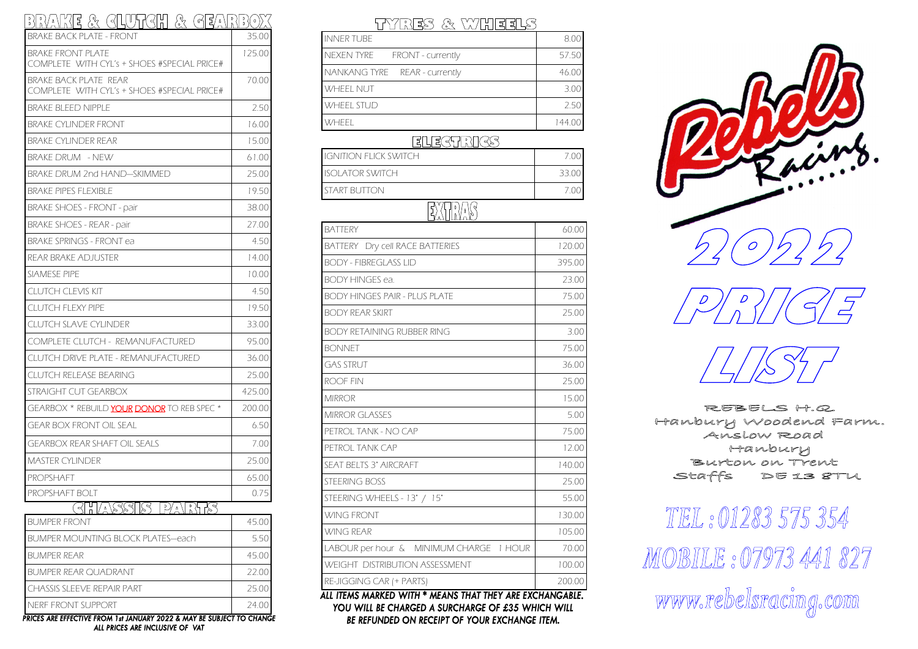## BRAKE & CLUTCH & GEARBOX

| Item | Price |
|---|---|
| BRAKE BACK PLATE - FRONT | 35.00 |
| BRAKE FRONT PLATE COMPLETE WITH CYL's + SHOES #SPECIAL PRICE# | 125.00 |
| BRAKE BACK PLATE REAR COMPLETE WITH CYL's + SHOES #SPECIAL PRICE# | 70.00 |
| BRAKE BLEED NIPPLE | 2.50 |
| BRAKE CYLINDER FRONT | 16.00 |
| BRAKE CYLINDER REAR | 15.00 |
| BRAKE DRUM - NEW | 61.00 |
| BRAKE DRUM 2nd HAND—SKIMMED | 25.00 |
| BRAKE PIPES FLEXIBLE | 19.50 |
| BRAKE SHOES - FRONT - pair | 38.00 |
| BRAKE SHOES - REAR - pair | 27.00 |
| BRAKE SPRINGS - FRONT ea | 4.50 |
| REAR BRAKE ADJUSTER | 14.00 |
| SIAMESE PIPE | 10.00 |
| CLUTCH CLEVIS KIT | 4.50 |
| CLUTCH FLEXY PIPE | 19.50 |
| CLUTCH SLAVE CYLINDER | 33.00 |
| COMPLETE CLUTCH - REMANUFACTURED | 95.00 |
| CLUTCH DRIVE PLATE - REMANUFACTURED | 36.00 |
| CLUTCH RELEASE BEARING | 25.00 |
| STRAIGHT CUT GEARBOX | 425.00 |
| GEARBOX * REBUILD YOUR DONOR TO REB SPEC * | 200.00 |
| GEAR BOX FRONT OIL SEAL | 6.50 |
| GEARBOX REAR SHAFT OIL SEALS | 7.00 |
| MASTER CYLINDER | 25.00 |
| PROPSHAFT | 65.00 |
| PROPSHAFT BOLT | 0.75 |

## CHASSIS PARTS

| Item | Price |
|---|---|
| BUMPER FRONT | 45.00 |
| BUMPER MOUNTING BLOCK PLATES—each | 5.50 |
| BUMPER REAR | 45.00 |
| BUMPER REAR QUADRANT | 22.00 |
| CHASSIS SLEEVE REPAIR PART | 25.00 |
| NERF FRONT SUPPORT | 24.00 |

***PRICES ARE EFFECTIVE FROM 1st JANUARY 2022 & MAY BE SUBJECT TO CHANGE***
***ALL PRICES ARE INCLUSIVE OF VAT***

## TYRES & WHEELS

| Item | Price |
|---|---|
| INNER TUBE | 8.00 |
| NEXEN TYRE FRONT - currently | 57.50 |
| NANKANG TYRE REAR - currently | 46.00 |
| WHEEL NUT | 3.00 |
| WHEEL STUD | 2.50 |
| WHEEL | 144.00 |

## ELECTRICS

| Item | Price |
|---|---|
| IGNITION FLICK SWITCH | 7.00 |
| ISOLATOR SWITCH | 33.00 |
| START BUTTON | 7.00 |

## EXTRAS

| Item | Price |
|---|---|
| BATTERY | 60.00 |
| BATTERY Dry cell RACE BATTERIES | 120.00 |
| BODY - FIBREGLASS LID | 395.00 |
| BODY HINGES ea. | 23.00 |
| BODY HINGES PAIR - PLUS PLATE | 75.00 |
| BODY REAR SKIRT | 25.00 |
| BODY RETAINING RUBBER RING | 3.00 |
| BONNET | 75.00 |
| GAS STRUT | 36.00 |
| ROOF FIN | 25.00 |
| MIRROR | 15.00 |
| MIRROR GLASSES | 5.00 |
| PETROL TANK - NO CAP | 75.00 |
| PETROL TANK CAP | 12.00 |
| SEAT BELTS 3" AIRCRAFT | 140.00 |
| STEERING BOSS | 25.00 |
| STEERING WHEELS - 13" / 15" | 55.00 |
| WING FRONT | 130.00 |
| WING REAR | 105.00 |
| LABOUR per hour & MINIMUM CHARGE 1 HOUR | 70.00 |
| WEIGHT DISTRIBUTION ASSESSMENT | 100.00 |
| RE-JIGGING CAR (+ PARTS) | 200.00 |

***ALL ITEMS MARKED WITH * MEANS THAT THEY ARE EXCHANGABLE. YOU WILL BE CHARGED A SURCHARGE OF £35 WHICH WILL BE REFUNDED ON RECEIPT OF YOUR EXCHANGE ITEM.***

# Rebels Racing.

# 2022 PRICE LIST

REBELS H.Q
Hanbury Woodend Farm.
Anslow Road
Hanbury
Burton on Trent
Staffs DE13 8TU

TEL : 01283 575 354
MOBILE : 07973 441 827
www.rebelsracing.com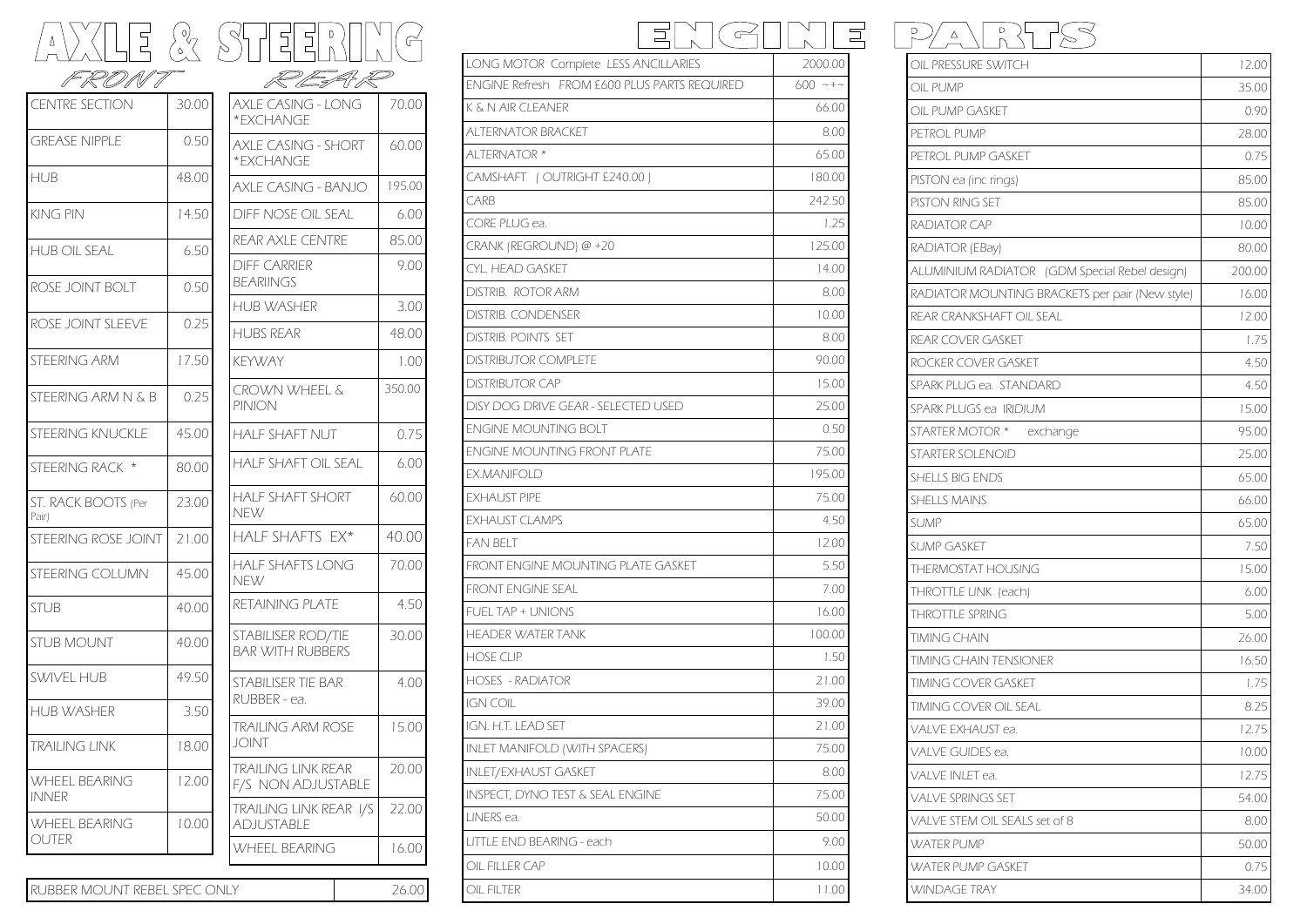# AXLE & STEERING

## FRONT

| | |
|---|---|
| CENTRE SECTION | 30.00 |
| GREASE NIPPLE | 0.50 |
| HUB | 48.00 |
| KING PIN | 14.50 |
| HUB OIL SEAL | 6.50 |
| ROSE JOINT BOLT | 0.50 |
| ROSE JOINT SLEEVE | 0.25 |
| STEERING ARM | 17.50 |
| STEERING ARM N & B | 0.25 |
| STEERING KNUCKLE | 45.00 |
| STEERING RACK * | 80.00 |
| ST. RACK BOOTS (Per Pair) | 23.00 |
| STEERING ROSE JOINT | 21.00 |
| STEERING COLUMN | 45.00 |
| STUB | 40.00 |
| STUB MOUNT | 40.00 |
| SWIVEL HUB | 49.50 |
| HUB WASHER | 3.50 |
| TRAILING LINK | 18.00 |
| WHEEL BEARING INNER | 12.00 |
| WHEEL BEARING OUTER | 10.00 |

## REAR

| | |
|---|---|
| AXLE CASING - LONG *EXCHANGE | 70.00 |
| AXLE CASING - SHORT *EXCHANGE | 60.00 |
| AXLE CASING - BANJO | 195.00 |
| DIFF NOSE OIL SEAL | 6.00 |
| REAR AXLE CENTRE | 85.00 |
| DIFF CARRIER BEARIINGS | 9.00 |
| HUB WASHER | 3.00 |
| HUBS REAR | 48.00 |
| KEYWAY | 1.00 |
| CROWN WHEEL & PINION | 350.00 |
| HALF SHAFT NUT | 0.75 |
| HALF SHAFT OIL SEAL | 6.00 |
| HALF SHAFT SHORT NEW | 60.00 |
| HALF SHAFTS EX* | 40.00 |
| HALF SHAFTS LONG NEW | 70.00 |
| RETAINING PLATE | 4.50 |
| STABILISER ROD/TIE BAR WITH RUBBERS | 30.00 |
| STABILISER TIE BAR RUBBER - ea. | 4.00 |
| TRAILING ARM ROSE JOINT | 15.00 |
| TRAILING LINK REAR F/S NON ADJUSTABLE | 20.00 |
| TRAILING LINK REAR I/S ADJUSTABLE | 22.00 |
| WHEEL BEARING | 16.00 |

| | |
|---|---|
| RUBBER MOUNT REBEL SPEC ONLY | 26.00 |

# ENGINE PARTS

| | |
|---|---|
| LONG MOTOR Complete LESS ANCILLARIES | 2000.00 |
| ENGINE Refresh FROM £600 PLUS PARTS REQUIRED | 600 ~+~ |
| K & N AIR CLEANER | 66.00 |
| ALTERNATOR BRACKET | 8.00 |
| ALTERNATOR * | 65.00 |
| CAMSHAFT ( OUTRIGHT £240.00 ) | 180.00 |
| CARB | 242.50 |
| CORE PLUG ea. | 1.25 |
| CRANK (REGROUND) @ +20 | 125.00 |
| CYL. HEAD GASKET | 14.00 |
| DISTRIB. ROTOR ARM | 8.00 |
| DISTRIB. CONDENSER | 10.00 |
| DISTRIB. POINTS SET | 8.00 |
| DISTRIBUTOR COMPLETE | 90.00 |
| DISTRIBUTOR CAP | 15.00 |
| DISY DOG DRIVE GEAR - SELECTED USED | 25.00 |
| ENGINE MOUNTING BOLT | 0.50 |
| ENGINE MOUNTING FRONT PLATE | 75.00 |
| EX.MANIFOLD | 195.00 |
| EXHAUST PIPE | 75.00 |
| EXHAUST CLAMPS | 4.50 |
| FAN BELT | 12.00 |
| FRONT ENGINE MOUNTING PLATE GASKET | 5.50 |
| FRONT ENGINE SEAL | 7.00 |
| FUEL TAP + UNIONS | 16.00 |
| HEADER WATER TANK | 100.00 |
| HOSE CLIP | 1.50 |
| HOSES - RADIATOR | 21.00 |
| IGN COIL | 39.00 |
| IGN. H.T. LEAD SET | 21.00 |
| INLET MANIFOLD (WITH SPACERS) | 75.00 |
| INLET/EXHAUST GASKET | 8.00 |
| INSPECT, DYNO TEST & SEAL ENGINE | 75.00 |
| LINERS ea. | 50.00 |
| LITTLE END BEARING - each | 9.00 |
| OIL FILLER CAP | 10.00 |
| OIL FILTER | 11.00 |

| | |
|---|---|
| OIL PRESSURE SWITCH | 12.00 |
| OIL PUMP | 35.00 |
| OIL PUMP GASKET | 0.90 |
| PETROL PUMP | 28.00 |
| PETROL PUMP GASKET | 0.75 |
| PISTON ea (inc rings) | 85.00 |
| PISTON RING SET | 85.00 |
| RADIATOR CAP | 10.00 |
| RADIATOR (EBay) | 80.00 |
| ALUMINIUM RADIATOR (GDM Special Rebel design) | 200.00 |
| RADIATOR MOUNTING BRACKETS per pair (New style) | 16.00 |
| REAR CRANKSHAFT OIL SEAL | 12.00 |
| REAR COVER GASKET | 1.75 |
| ROCKER COVER GASKET | 4.50 |
| SPARK PLUG ea. STANDARD | 4.50 |
| SPARK PLUGS ea IRIDIUM | 15.00 |
| STARTER MOTOR * exchange | 95.00 |
| STARTER SOLENOID | 25.00 |
| SHELLS BIG ENDS | 65.00 |
| SHELLS MAINS | 66.00 |
| SUMP | 65.00 |
| SUMP GASKET | 7.50 |
| THERMOSTAT HOUSING | 15.00 |
| THROTTLE LINK (each) | 6.00 |
| THROTTLE SPRING | 5.00 |
| TIMING CHAIN | 26.00 |
| TIMING CHAIN TENSIONER | 16.50 |
| TIMING COVER GASKET | 1.75 |
| TIMING COVER OIL SEAL | 8.25 |
| VALVE EXHAUST ea. | 12.75 |
| VALVE GUIDES ea. | 10.00 |
| VALVE INLET ea. | 12.75 |
| VALVE SPRINGS SET | 54.00 |
| VALVE STEM OIL SEALS set of 8 | 8.00 |
| WATER PUMP | 50.00 |
| WATER PUMP GASKET | 0.75 |
| WINDAGE TRAY | 34.00 |